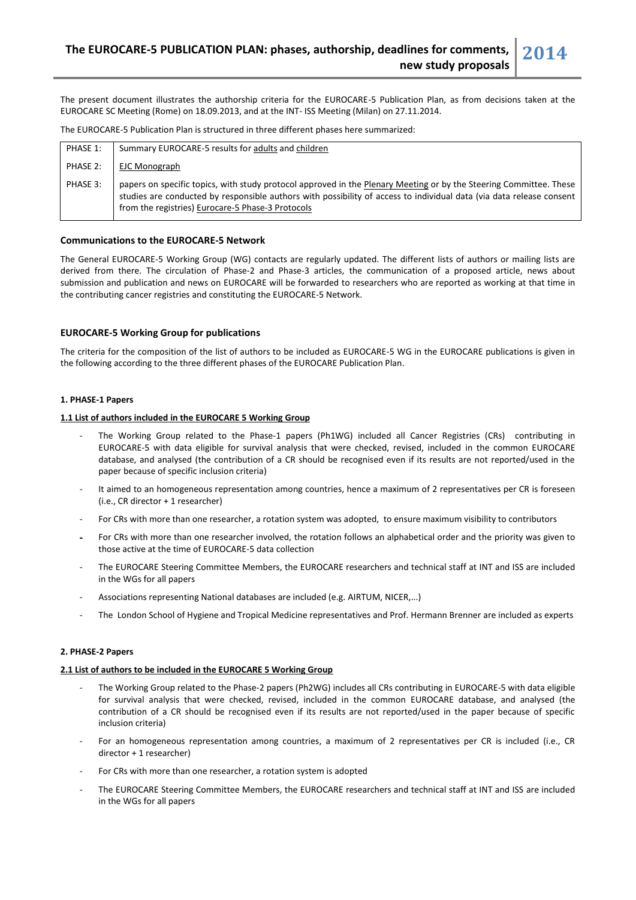# The EUROCARE-5 PUBLICATION PLAN: phases, authorship, deadlines for comments, new study proposals 2014

The present document illustrates the authorship criteria for the EUROCARE-5 Publication Plan, as from decisions taken at the EUROCARE SC Meeting (Rome) on 18.09.2013, and at the INT- ISS Meeting (Milan) on 27.11.2014.

The EUROCARE-5 Publication Plan is structured in three different phases here summarized:

| | |
|---|---|
| PHASE 1: | Summary EUROCARE-5 results for adults and children |
| PHASE 2: | EJC Monograph |
| PHASE 3: | papers on specific topics, with study protocol approved in the Plenary Meeting or by the Steering Committee. These studies are conducted by responsible authors with possibility of access to individual data (via data release consent from the registries) Eurocare-5 Phase-3 Protocols |

### Communications to the EUROCARE-5 Network

The General EUROCARE-5 Working Group (WG) contacts are regularly updated. The different lists of authors or mailing lists are derived from there. The circulation of Phase-2 and Phase-3 articles, the communication of a proposed article, news about submission and publication and news on EUROCARE will be forwarded to researchers who are reported as working at that time in the contributing cancer registries and constituting the EUROCARE-5 Network.

### EUROCARE-5 Working Group for publications

The criteria for the composition of the list of authors to be included as EUROCARE-5 WG in the EUROCARE publications is given in the following according to the three different phases of the EUROCARE Publication Plan.

#### 1. PHASE-1 Papers

**1.1 List of authors included in the EUROCARE 5 Working Group**

- The Working Group related to the Phase-1 papers (Ph1WG) included all Cancer Registries (CRs) contributing in EUROCARE-5 with data eligible for survival analysis that were checked, revised, included in the common EUROCARE database, and analysed (the contribution of a CR should be recognised even if its results are not reported/used in the paper because of specific inclusion criteria)
- It aimed to an homogeneous representation among countries, hence a maximum of 2 representatives per CR is foreseen (i.e., CR director + 1 researcher)
- For CRs with more than one researcher, a rotation system was adopted, to ensure maximum visibility to contributors
- For CRs with more than one researcher involved, the rotation follows an alphabetical order and the priority was given to those active at the time of EUROCARE-5 data collection
- The EUROCARE Steering Committee Members, the EUROCARE researchers and technical staff at INT and ISS are included in the WGs for all papers
- Associations representing National databases are included (e.g. AIRTUM, NICER,...)
- The London School of Hygiene and Tropical Medicine representatives and Prof. Hermann Brenner are included as experts

#### 2. PHASE-2 Papers

**2.1 List of authors to be included in the EUROCARE 5 Working Group**

- The Working Group related to the Phase-2 papers (Ph2WG) includes all CRs contributing in EUROCARE-5 with data eligible for survival analysis that were checked, revised, included in the common EUROCARE database, and analysed (the contribution of a CR should be recognised even if its results are not reported/used in the paper because of specific inclusion criteria)
- For an homogeneous representation among countries, a maximum of 2 representatives per CR is included (i.e., CR director + 1 researcher)
- For CRs with more than one researcher, a rotation system is adopted
- The EUROCARE Steering Committee Members, the EUROCARE researchers and technical staff at INT and ISS are included in the WGs for all papers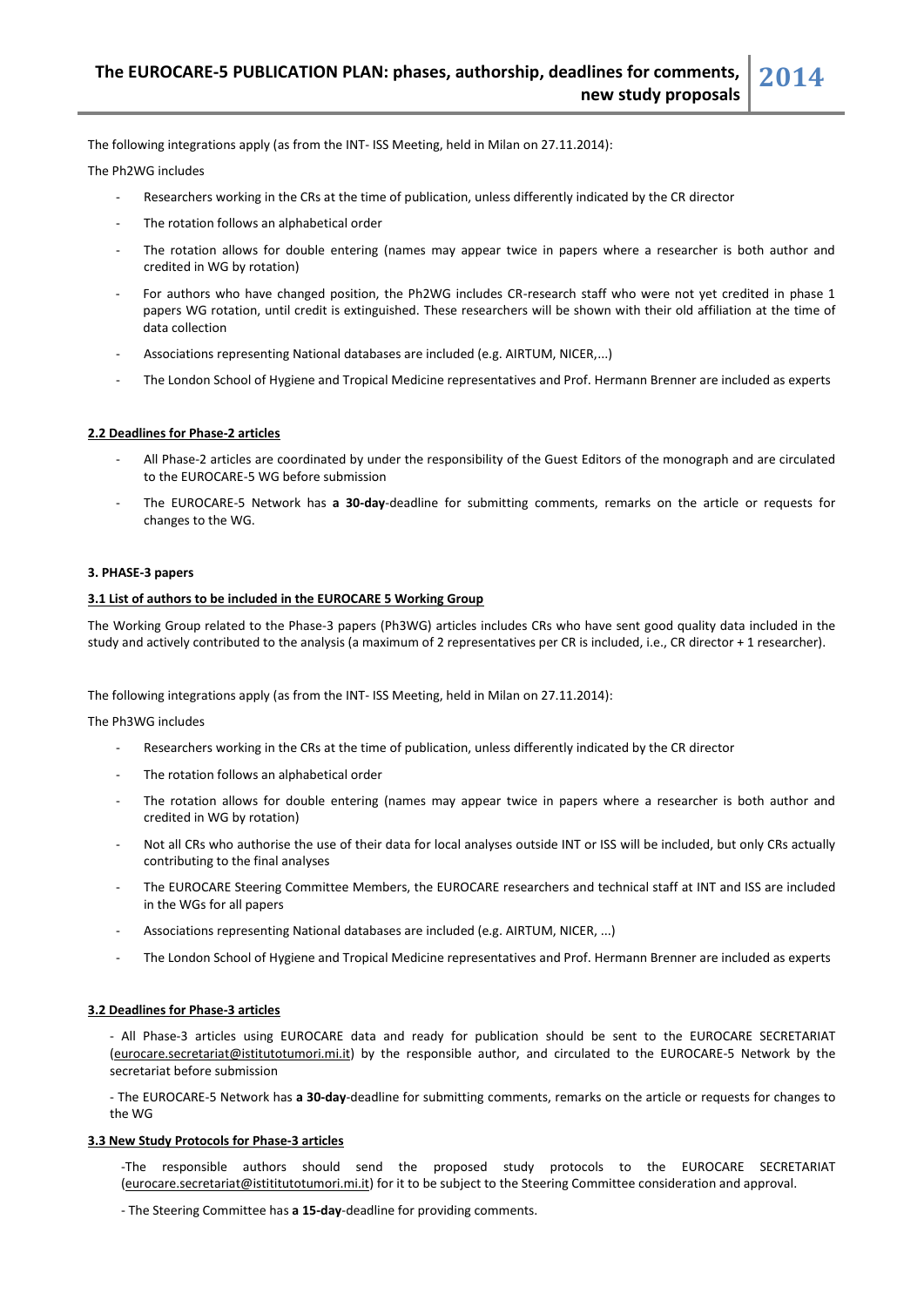The following integrations apply (as from the INT- ISS Meeting, held in Milan on 27.11.2014):

The Ph2WG includes

- Researchers working in the CRs at the time of publication, unless differently indicated by the CR director
- The rotation follows an alphabetical order
- The rotation allows for double entering (names may appear twice in papers where a researcher is both author and credited in WG by rotation)
- For authors who have changed position, the Ph2WG includes CR-research staff who were not yet credited in phase 1 papers WG rotation, until credit is extinguished. These researchers will be shown with their old affiliation at the time of data collection
- Associations representing National databases are included (e.g. AIRTUM, NICER,...)
- The London School of Hygiene and Tropical Medicine representatives and Prof. Hermann Brenner are included as experts

**2.2 Deadlines for Phase-2 articles**

- All Phase-2 articles are coordinated by under the responsibility of the Guest Editors of the monograph and are circulated to the EUROCARE-5 WG before submission
- The EUROCARE-5 Network has **a 30-day**-deadline for submitting comments, remarks on the article or requests for changes to the WG.

**3. PHASE-3 papers**

**3.1 List of authors to be included in the EUROCARE 5 Working Group**

The Working Group related to the Phase-3 papers (Ph3WG) articles includes CRs who have sent good quality data included in the study and actively contributed to the analysis (a maximum of 2 representatives per CR is included, i.e., CR director + 1 researcher).

The following integrations apply (as from the INT- ISS Meeting, held in Milan on 27.11.2014):

The Ph3WG includes

- Researchers working in the CRs at the time of publication, unless differently indicated by the CR director
- The rotation follows an alphabetical order
- The rotation allows for double entering (names may appear twice in papers where a researcher is both author and credited in WG by rotation)
- Not all CRs who authorise the use of their data for local analyses outside INT or ISS will be included, but only CRs actually contributing to the final analyses
- The EUROCARE Steering Committee Members, the EUROCARE researchers and technical staff at INT and ISS are included in the WGs for all papers
- Associations representing National databases are included (e.g. AIRTUM, NICER, ...)
- The London School of Hygiene and Tropical Medicine representatives and Prof. Hermann Brenner are included as experts

**3.2 Deadlines for Phase-3 articles**

- All Phase-3 articles using EUROCARE data and ready for publication should be sent to the EUROCARE SECRETARIAT (eurocare.secretariat@istitutotumori.mi.it) by the responsible author, and circulated to the EUROCARE-5 Network by the secretariat before submission

- The EUROCARE-5 Network has **a 30-day**-deadline for submitting comments, remarks on the article or requests for changes to the WG

**3.3 New Study Protocols for Phase-3 articles**

-The responsible authors should send the proposed study protocols to the EUROCARE SECRETARIAT (eurocare.secretariat@istititutotumori.mi.it) for it to be subject to the Steering Committee consideration and approval.

- The Steering Committee has **a 15-day**-deadline for providing comments.